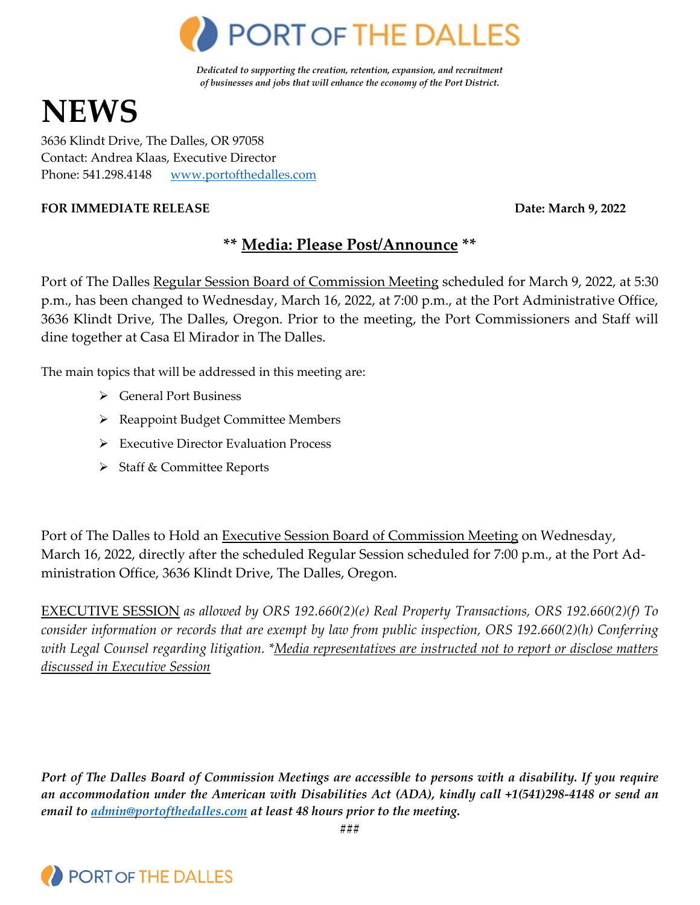# PORT OF THE DALLES

*Dedicated to supporting the creation, retention, expansion, and recruitment of businesses and jobs that will enhance the economy of the Port District.*

# NEWS

3636 Klindt Drive, The Dalles, OR 97058
Contact: Andrea Klaas, Executive Director
Phone: 541.298.4148 www.portofthedalles.com

**FOR IMMEDIATE RELEASE** **Date: March 9, 2022**

## ** Media: Please Post/Announce **

Port of The Dalles Regular Session Board of Commission Meeting scheduled for March 9, 2022, at 5:30 p.m., has been changed to Wednesday, March 16, 2022, at 7:00 p.m., at the Port Administrative Office, 3636 Klindt Drive, The Dalles, Oregon. Prior to the meeting, the Port Commissioners and Staff will dine together at Casa El Mirador in The Dalles.

The main topics that will be addressed in this meeting are:

- General Port Business
- Reappoint Budget Committee Members
- Executive Director Evaluation Process
- Staff & Committee Reports

Port of The Dalles to Hold an Executive Session Board of Commission Meeting on Wednesday, March 16, 2022, directly after the scheduled Regular Session scheduled for 7:00 p.m., at the Port Administration Office, 3636 Klindt Drive, The Dalles, Oregon.

EXECUTIVE SESSION *as allowed by ORS 192.660(2)(e) Real Property Transactions, ORS 192.660(2)(f) To consider information or records that are exempt by law from public inspection, ORS 192.660(2)(h) Conferring with Legal Counsel regarding litigation. *Media representatives are instructed not to report or disclose matters discussed in Executive Session*

***Port of The Dalles Board of Commission Meetings are accessible to persons with a disability. If you require an accommodation under the American with Disabilities Act (ADA), kindly call +1(541)298-4148 or send an email to admin@portofthedalles.com at least 48 hours prior to the meeting.***

###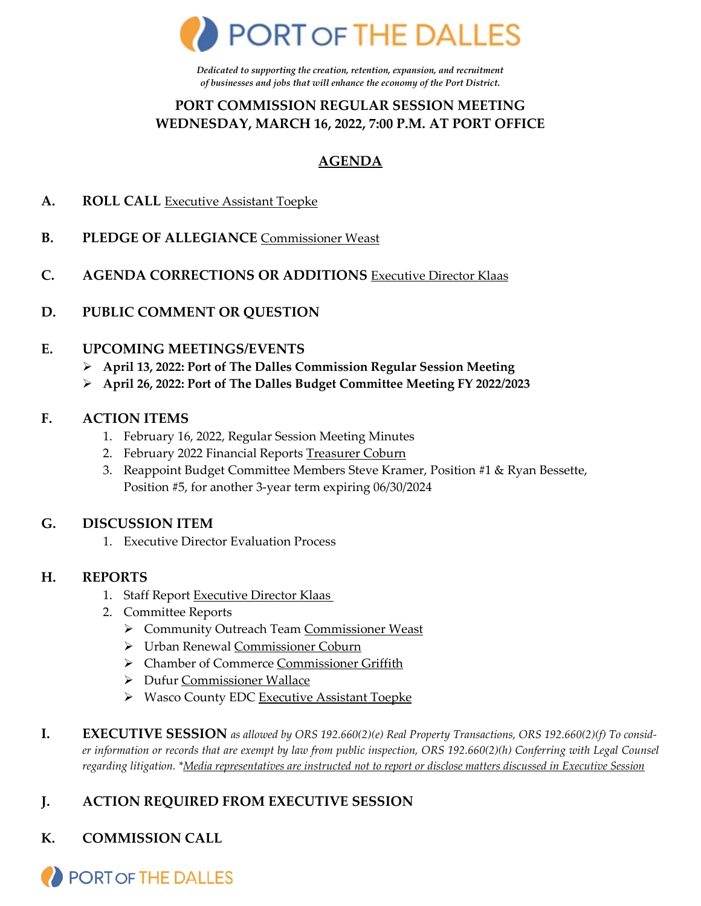# PORT OF THE DALLES

*Dedicated to supporting the creation, retention, expansion, and recruitment of businesses and jobs that will enhance the economy of the Port District.*

## PORT COMMISSION REGULAR SESSION MEETING
## WEDNESDAY, MARCH 16, 2022, 7:00 P.M. AT PORT OFFICE

## AGENDA

**A. ROLL CALL** Executive Assistant Toepke

**B. PLEDGE OF ALLEGIANCE** Commissioner Weast

**C. AGENDA CORRECTIONS OR ADDITIONS** Executive Director Klaas

**D. PUBLIC COMMENT OR QUESTION**

**E. UPCOMING MEETINGS/EVENTS**
- **April 13, 2022: Port of The Dalles Commission Regular Session Meeting**
- **April 26, 2022: Port of The Dalles Budget Committee Meeting FY 2022/2023**

**F. ACTION ITEMS**
1. February 16, 2022, Regular Session Meeting Minutes
2. February 2022 Financial Reports Treasurer Coburn
3. Reappoint Budget Committee Members Steve Kramer, Position #1 & Ryan Bessette, Position #5, for another 3-year term expiring 06/30/2024

**G. DISCUSSION ITEM**
1. Executive Director Evaluation Process

**H. REPORTS**
1. Staff Report Executive Director Klaas
2. Committee Reports
   - Community Outreach Team Commissioner Weast
   - Urban Renewal Commissioner Coburn
   - Chamber of Commerce Commissioner Griffith
   - Dufur Commissioner Wallace
   - Wasco County EDC Executive Assistant Toepke

**I. EXECUTIVE SESSION** *as allowed by ORS 192.660(2)(e) Real Property Transactions, ORS 192.660(2)(f) To consider information or records that are exempt by law from public inspection, ORS 192.660(2)(h) Conferring with Legal Counsel regarding litigation. *Media representatives are instructed not to report or disclose matters discussed in Executive Session*

**J. ACTION REQUIRED FROM EXECUTIVE SESSION**

**K. COMMISSION CALL**